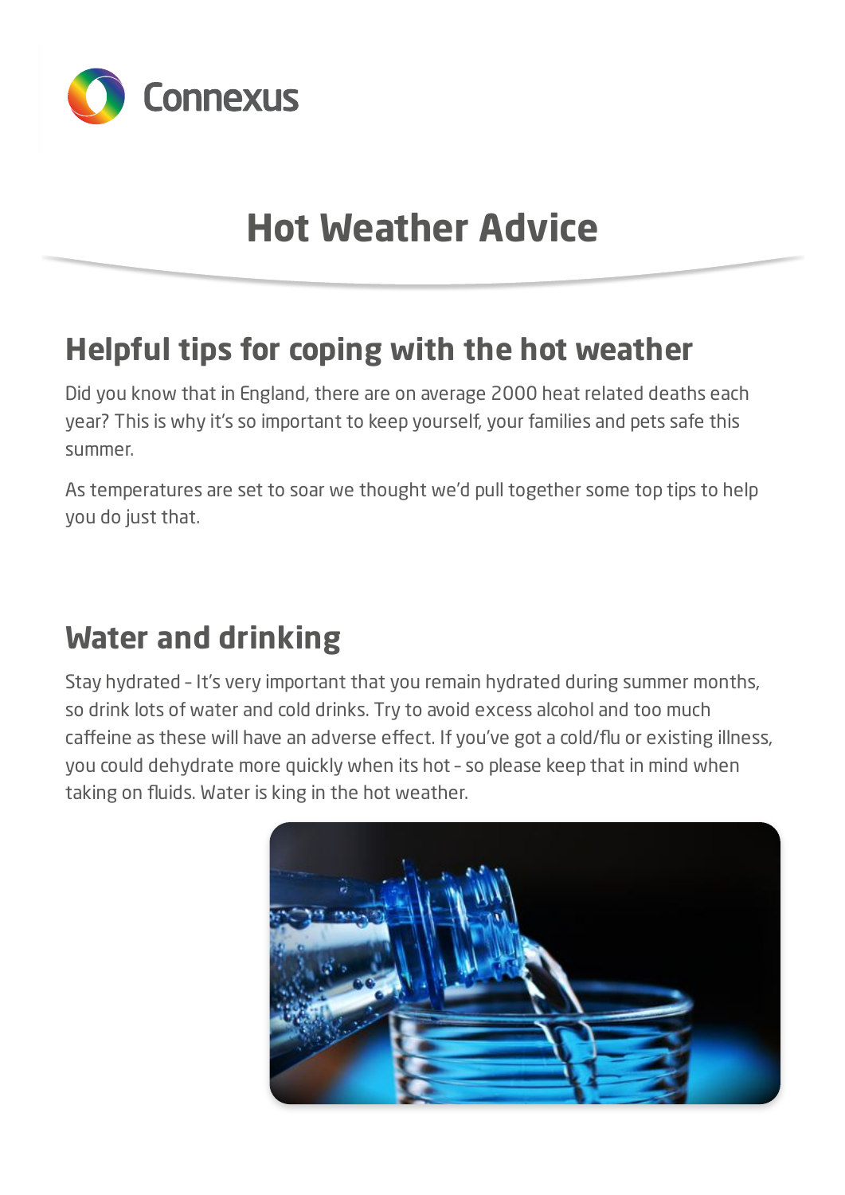Connexus

# Hot Weather Advice

## Helpful tips for coping with the hot weather

Did you know that in England, there are on average 2000 heat related deaths each year? This is why it's so important to keep yourself, your families and pets safe this summer.

As temperatures are set to soar we thought we'd pull together some top tips to help you do just that.

## Water and drinking

Stay hydrated – It's very important that you remain hydrated during summer months, so drink lots of water and cold drinks. Try to avoid excess alcohol and too much caffeine as these will have an adverse effect. If you've got a cold/flu or existing illness, you could dehydrate more quickly when its hot – so please keep that in mind when taking on fluids. Water is king in the hot weather.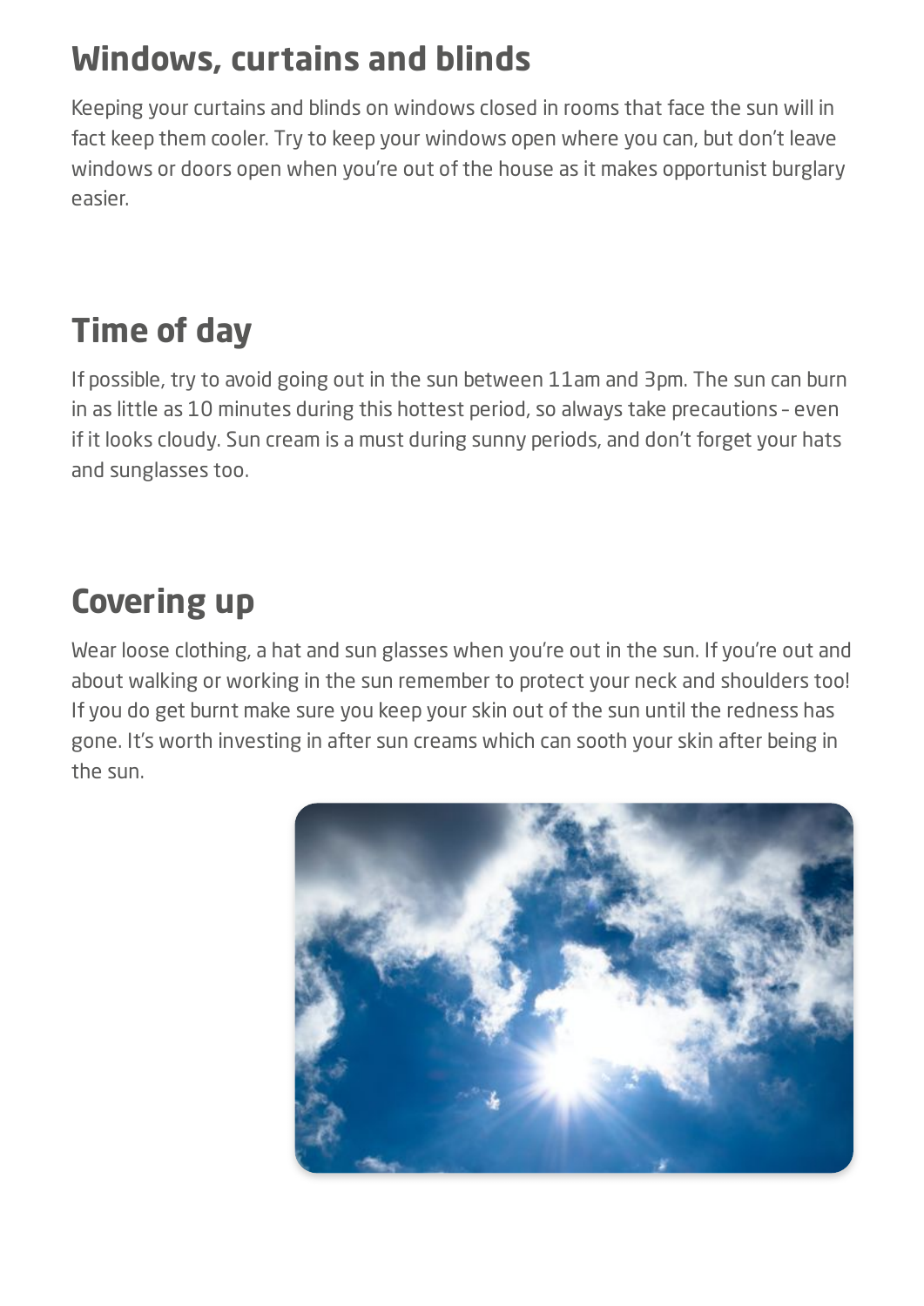## Windows, curtains and blinds

Keeping your curtains and blinds on windows closed in rooms that face the sun will in fact keep them cooler. Try to keep your windows open where you can, but don't leave windows or doors open when you're out of the house as it makes opportunist burglary easier.

## Time of day

If possible, try to avoid going out in the sun between 11am and 3pm. The sun can burn in as little as 10 minutes during this hottest period, so always take precautions – even if it looks cloudy. Sun cream is a must during sunny periods, and don't forget your hats and sunglasses too.

## Covering up

Wear loose clothing, a hat and sun glasses when you're out in the sun. If you're out and about walking or working in the sun remember to protect your neck and shoulders too! If you do get burnt make sure you keep your skin out of the sun until the redness has gone. It's worth investing in after sun creams which can sooth your skin after being in the sun.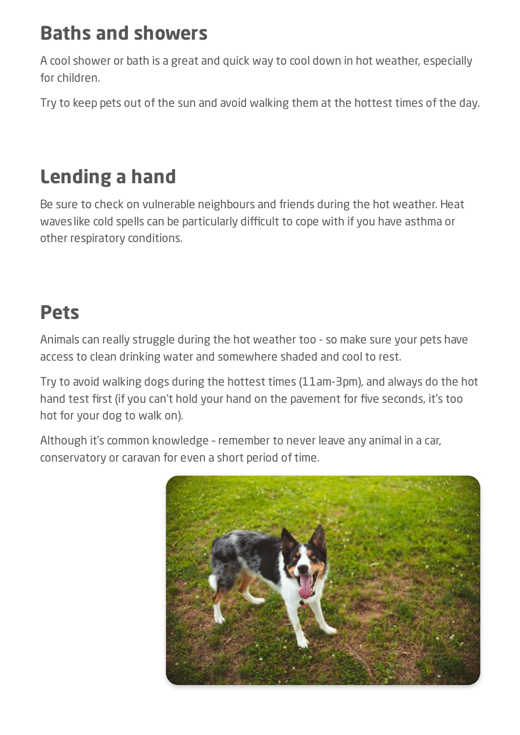## Baths and showers

A cool shower or bath is a great and quick way to cool down in hot weather, especially for children.

Try to keep pets out of the sun and avoid walking them at the hottest times of the day.

## Lending a hand

Be sure to check on vulnerable neighbours and friends during the hot weather. Heat waves like cold spells can be particularly difficult to cope with if you have asthma or other respiratory conditions.

## Pets

Animals can really struggle during the hot weather too - so make sure your pets have access to clean drinking water and somewhere shaded and cool to rest.

Try to avoid walking dogs during the hottest times (11am-3pm), and always do the hot hand test first (if you can't hold your hand on the pavement for five seconds, it's too hot for your dog to walk on).

Although it's common knowledge – remember to never leave any animal in a car, conservatory or caravan for even a short period of time.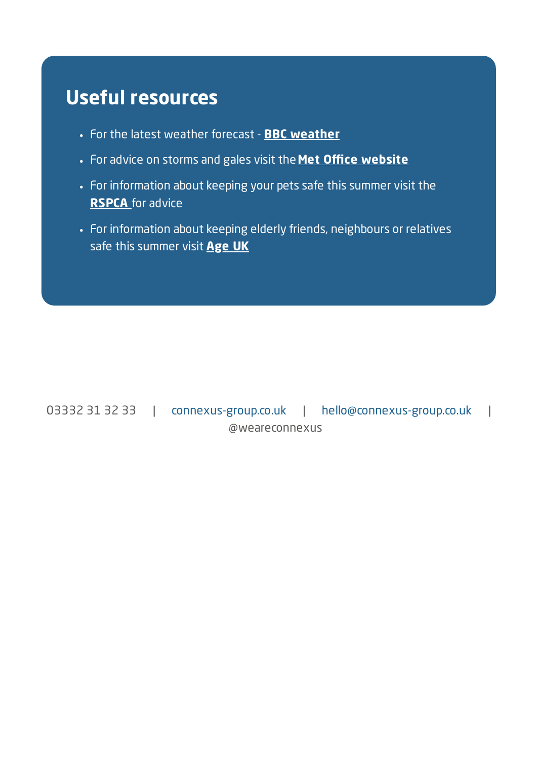## Useful resources

- For the latest weather forecast - **BBC weather**
- For advice on storms and gales visit the **Met Office website**
- For information about keeping your pets safe this summer visit the **RSPCA** for advice
- For information about keeping elderly friends, neighbours or relatives safe this summer visit **Age UK**

03332 31 32 33 | connexus-group.co.uk | hello@connexus-group.co.uk | @weareconnexus